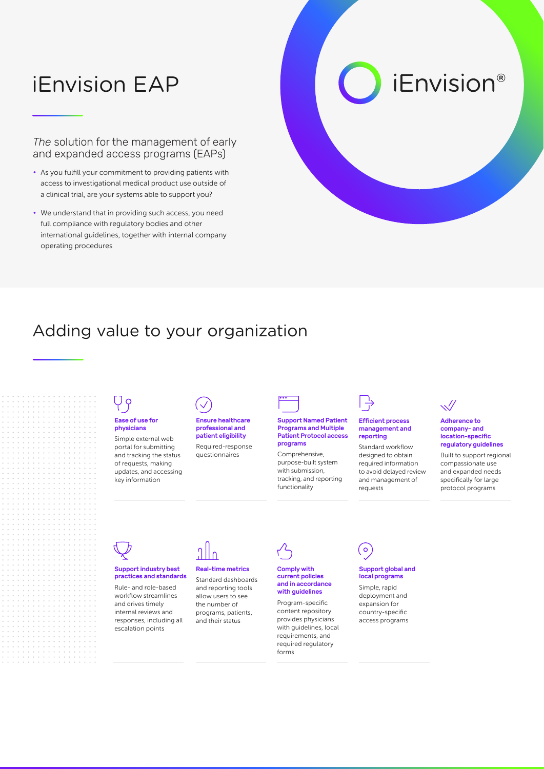# iEnvision EAP

iEnvision®

*The* solution for the management of early and expanded access programs (EAPs)

- As you fulfill your commitment to providing patients with access to investigational medical product use outside of a clinical trial, are your systems able to support you?
- We understand that in providing such access, you need full compliance with regulatory bodies and other international guidelines, together with internal company operating procedures

## Adding value to your organization

**Ease of use for physicians**

Simple external web portal for submitting and tracking the status of requests, making updates, and accessing key information

**Ensure healthcare professional and patient eligibility**

Required-response questionnaires

**Support Named Patient Programs and Multiple Patient Protocol access programs**

Comprehensive, purpose-built system with submission, tracking, and reporting functionality

**Efficient process management and reporting**

Standard workflow designed to obtain required information to avoid delayed review and management of requests

**Adherence to company- and location-specific regulatory guidelines**

Built to support regional compassionate use and expanded needs specifically for large protocol programs

**Support industry best practices and standards**

Rule- and role-based workflow streamlines and drives timely internal reviews and responses, including all escalation points

**Real-time metrics**

Standard dashboards and reporting tools allow users to see the number of programs, patients, and their status

**Comply with current policies and in accordance with guidelines**

Program-specific content repository provides physicians with guidelines, local requirements, and required regulatory forms

**Support global and local programs**

Simple, rapid deployment and expansion for country-specific access programs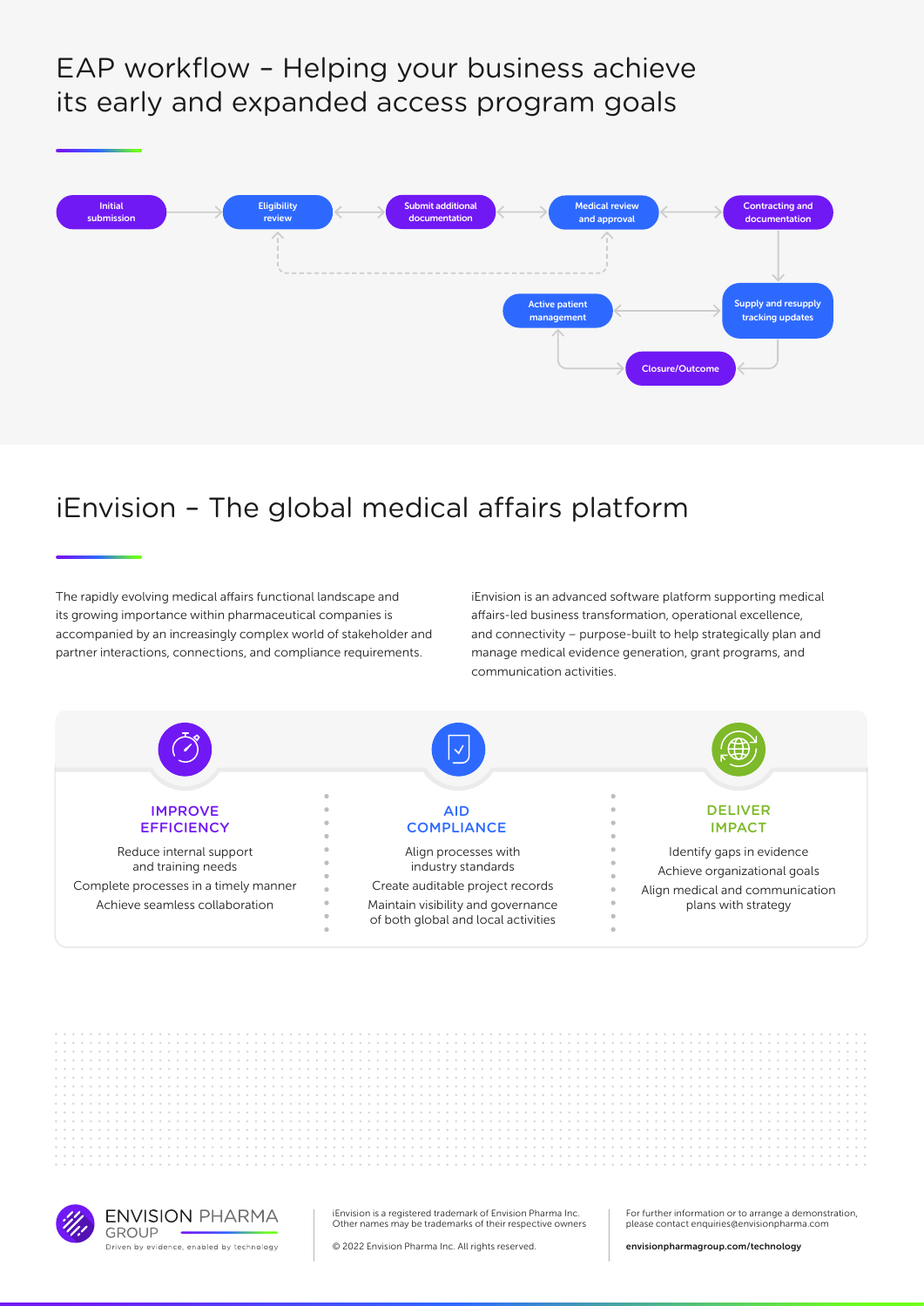# EAP workflow – Helping your business achieve its early and expanded access program goals

Initial submission

Eligibility review

Submit additional documentation

Medical review and approval

Contracting and documentation

Supply and resupply tracking updates

Active patient management

Closure/Outcome

# iEnvision – The global medical affairs platform

The rapidly evolving medical affairs functional landscape and its growing importance within pharmaceutical companies is accompanied by an increasingly complex world of stakeholder and partner interactions, connections, and compliance requirements.

iEnvision is an advanced software platform supporting medical affairs-led business transformation, operational excellence, and connectivity – purpose-built to help strategically plan and manage medical evidence generation, grant programs, and communication activities.

### IMPROVE EFFICIENCY

Reduce internal support and training needs

Complete processes in a timely manner

Achieve seamless collaboration

### AID COMPLIANCE

Align processes with industry standards

Create auditable project records

Maintain visibility and governance of both global and local activities

### DELIVER IMPACT

Identify gaps in evidence

Achieve organizational goals

Align medical and communication plans with strategy

ENVISION PHARMA GROUP

Driven by evidence, enabled by technology

iEnvision is a registered trademark of Envision Pharma Inc.
Other names may be trademarks of their respective owners

© 2022 Envision Pharma Inc. All rights reserved.

For further information or to arrange a demonstration, please contact enquiries@envisionpharma.com

**envisionpharmagroup.com/technology**